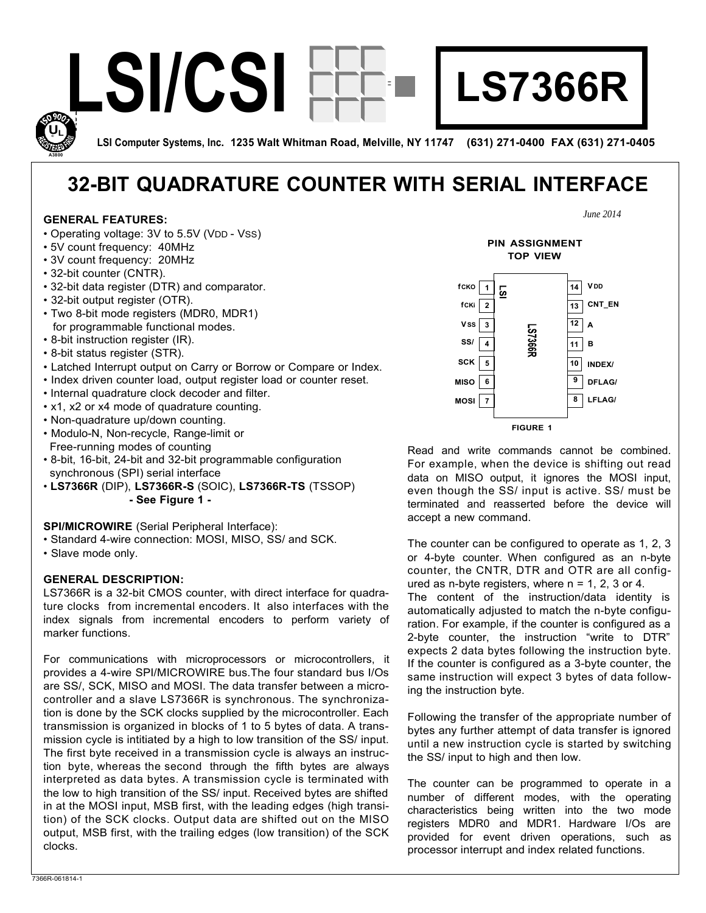# LSI/CSI

# LS7366R

LSI Computer Systems, Inc. 1235 Walt Whitman Road, Melville, NY 11747 (631) 271-0400 FAX (631) 271-0405

## 32-BIT QUADRATURE COUNTER WITH SERIAL INTERFACE

*June 2014*

### GENERAL FEATURES:

- Operating voltage: 3V to 5.5V ($V_{DD}$ - $V_{SS}$)
- 5V count frequency: 40MHz
- 3V count frequency: 20MHz
- 32-bit counter (CNTR).
- 32-bit data register (DTR) and comparator.
- 32-bit output register (OTR).
- Two 8-bit mode registers (MDR0, MDR1) for programmable functional modes.
- 8-bit instruction register (IR).
- 8-bit status register (STR).
- Latched Interrupt output on Carry or Borrow or Compare or Index.
- Index driven counter load, output register load or counter reset.
- Internal quadrature clock decoder and filter.
- x1, x2 or x4 mode of quadrature counting.
- Non-quadrature up/down counting.
- Modulo-N, Non-recycle, Range-limit or Free-running modes of counting
- 8-bit, 16-bit, 24-bit and 32-bit programmable configuration synchronous (SPI) serial interface
- **LS7366R** (DIP), **LS7366R-S** (SOIC), **LS7366R-TS** (TSSOP)
  **- See Figure 1 -**

**SPI/MICROWIRE** (Serial Peripheral Interface):

- Standard 4-wire connection: MOSI, MISO, SS/ and SCK.
- Slave mode only.

### GENERAL DESCRIPTION:

LS7366R is a 32-bit CMOS counter, with direct interface for quadrature clocks from incremental encoders. It also interfaces with the index signals from incremental encoders to perform variety of marker functions.

For communications with microprocessors or microcontrollers, it provides a 4-wire SPI/MICROWIRE bus.The four standard bus I/Os are SS/, SCK, MISO and MOSI. The data transfer between a microcontroller and a slave LS7366R is synchronous. The synchronization is done by the SCK clocks supplied by the microcontroller. Each transmission is organized in blocks of 1 to 5 bytes of data. A transmission cycle is intitiated by a high to low transition of the SS/ input. The first byte received in a transmission cycle is always an instruction byte, whereas the second through the fifth bytes are always interpreted as data bytes. A transmission cycle is terminated with the low to high transition of the SS/ input. Received bytes are shifted in at the MOSI input, MSB first, with the leading edges (high transition) of the SCK clocks. Output data are shifted out on the MISO output, MSB first, with the trailing edges (low transition) of the SCK clocks.

**PIN ASSIGNMENT**
**TOP VIEW**

| Pin | Name | Pin | Name |
|---|---|---|---|
| 1 | fCKO | 14 | VDD |
| 2 | fCKi | 13 | CNT_EN |
| 3 | VSS | 12 | A |
| 4 | SS/ | 11 | B |
| 5 | SCK | 10 | INDEX/ |
| 6 | MISO | 9 | DFLAG/ |
| 7 | MOSI | 8 | LFLAG/ |

**FIGURE 1**

Read and write commands cannot be combined. For example, when the device is shifting out read data on MISO output, it ignores the MOSI input, even though the SS/ input is active. SS/ must be terminated and reasserted before the device will accept a new command.

The counter can be configured to operate as 1, 2, 3 or 4-byte counter. When configured as an n-byte counter, the CNTR, DTR and OTR are all configured as n-byte registers, where n = 1, 2, 3 or 4.
The content of the instruction/data identity is automatically adjusted to match the n-byte configuration. For example, if the counter is configured as a 2-byte counter, the instruction "write to DTR" expects 2 data bytes following the instruction byte. If the counter is configured as a 3-byte counter, the same instruction will expect 3 bytes of data following the instruction byte.

Following the transfer of the appropriate number of bytes any further attempt of data transfer is ignored until a new instruction cycle is started by switching the SS/ input to high and then low.

The counter can be programmed to operate in a number of different modes, with the operating characteristics being written into the two mode registers MDR0 and MDR1. Hardware I/Os are provided for event driven operations, such as processor interrupt and index related functions.

7366R-061814-1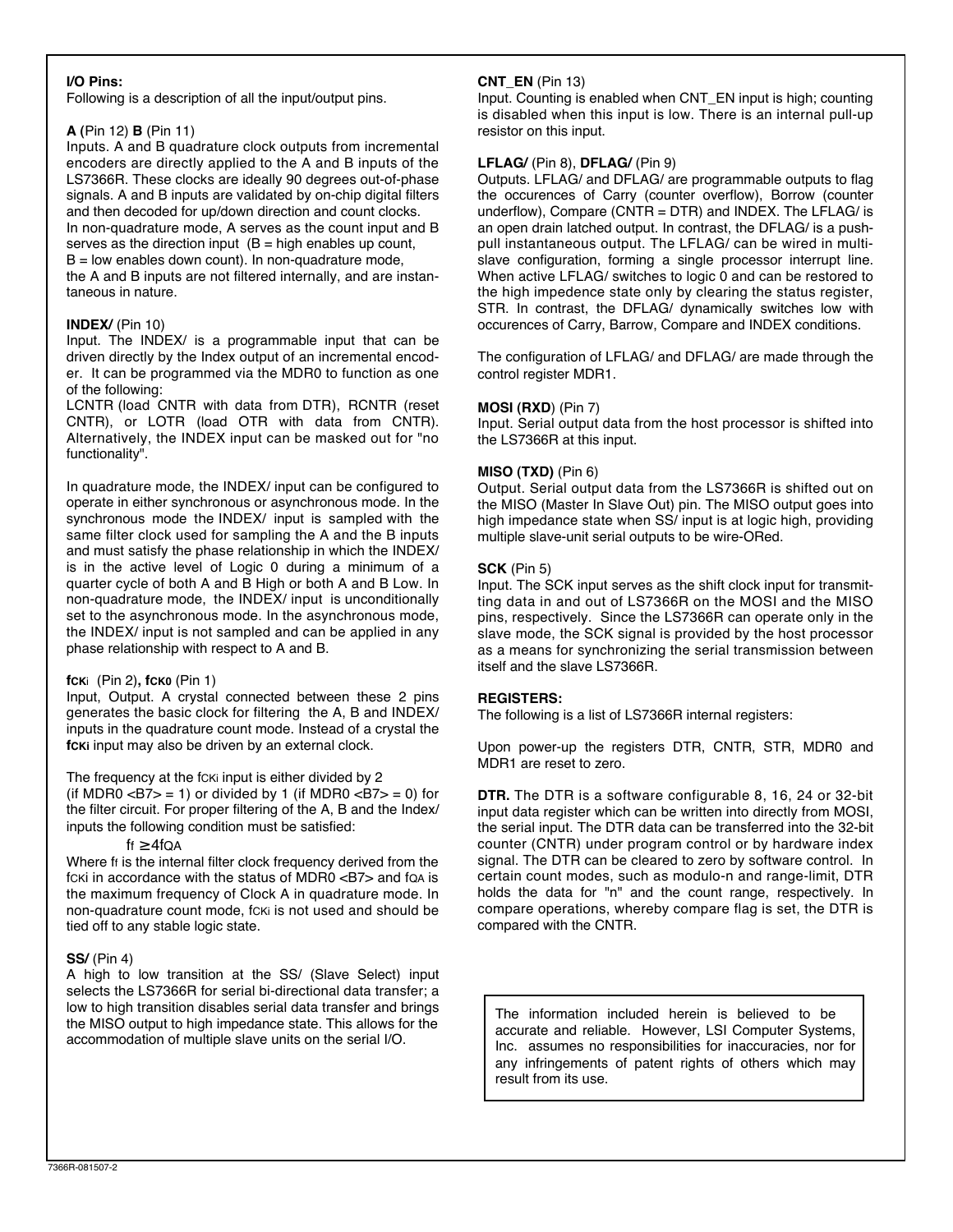**I/O Pins:**
Following is a description of all the input/output pins.

**A (**Pin 12) **B** (Pin 11)
Inputs. A and B quadrature clock outputs from incremental encoders are directly applied to the A and B inputs of the LS7366R. These clocks are ideally 90 degrees out-of-phase signals. A and B inputs are validated by on-chip digital filters and then decoded for up/down direction and count clocks.
In non-quadrature mode, A serves as the count input and B serves as the direction input (B = high enables up count, B = low enables down count). In non-quadrature mode, the A and B inputs are not filtered internally, and are instantaneous in nature.

**INDEX/** (Pin 10)
Input. The INDEX/ is a programmable input that can be driven directly by the Index output of an incremental encoder. It can be programmed via the MDR0 to function as one of the following:
LCNTR (load CNTR with data from DTR), RCNTR (reset CNTR), or LOTR (load OTR with data from CNTR). Alternatively, the INDEX input can be masked out for "no functionality".

In quadrature mode, the INDEX/ input can be configured to operate in either synchronous or asynchronous mode. In the synchronous mode the INDEX/ input is sampled with the same filter clock used for sampling the A and the B inputs and must satisfy the phase relationship in which the INDEX/ is in the active level of Logic 0 during a minimum of a quarter cycle of both A and B High or both A and B Low. In non-quadrature mode, the INDEX/ input is unconditionally set to the asynchronous mode. In the asynchronous mode, the INDEX/ input is not sampled and can be applied in any phase relationship with respect to A and B.

**$f_{CKi}$** (Pin 2)**, $f_{CKO}$** (Pin 1)
Input, Output. A crystal connected between these 2 pins generates the basic clock for filtering the A, B and INDEX/ inputs in the quadrature count mode. Instead of a crystal the **$f_{CKi}$** input may also be driven by an external clock.

The frequency at the $f_{CKi}$ input is either divided by 2 (if MDR0 <B7> = 1) or divided by 1 (if MDR0 <B7> = 0) for the filter circuit. For proper filtering of the A, B and the Index/ inputs the following condition must be satisfied:

$$f_f \geq 4f_{QA}$$

Where $f_f$ is the internal filter clock frequency derived from the $f_{CKi}$ in accordance with the status of MDR0 <B7> and $f_{QA}$ is the maximum frequency of Clock A in quadrature mode. In non-quadrature count mode, $f_{CKi}$ is not used and should be tied off to any stable logic state.

**SS/** (Pin 4)
A high to low transition at the SS/ (Slave Select) input selects the LS7366R for serial bi-directional data transfer; a low to high transition disables serial data transfer and brings the MISO output to high impedance state. This allows for the accommodation of multiple slave units on the serial I/O.

**CNT_EN** (Pin 13)
Input. Counting is enabled when CNT_EN input is high; counting is disabled when this input is low. There is an internal pull-up resistor on this input.

**LFLAG/** (Pin 8), **DFLAG/** (Pin 9)
Outputs. LFLAG/ and DFLAG/ are programmable outputs to flag the occurences of Carry (counter overflow), Borrow (counter underflow), Compare (CNTR = DTR) and INDEX. The LFLAG/ is an open drain latched output. In contrast, the DFLAG/ is a push-pull instantaneous output. The LFLAG/ can be wired in multi-slave configuration, forming a single processor interrupt line. When active LFLAG/ switches to logic 0 and can be restored to the high impedence state only by clearing the status register, STR. In contrast, the DFLAG/ dynamically switches low with occurences of Carry, Barrow, Compare and INDEX conditions.

The configuration of LFLAG/ and DFLAG/ are made through the control register MDR1.

**MOSI (RXD**) (Pin 7)
Input. Serial output data from the host processor is shifted into the LS7366R at this input.

**MISO (TXD)** (Pin 6)
Output. Serial output data from the LS7366R is shifted out on the MISO (Master In Slave Out) pin. The MISO output goes into high impedance state when SS/ input is at logic high, providing multiple slave-unit serial outputs to be wire-ORed.

**SCK** (Pin 5)
Input. The SCK input serves as the shift clock input for transmitting data in and out of LS7366R on the MOSI and the MISO pins, respectively. Since the LS7366R can operate only in the slave mode, the SCK signal is provided by the host processor as a means for synchronizing the serial transmission between itself and the slave LS7366R.

**REGISTERS:**
The following is a list of LS7366R internal registers:

Upon power-up the registers DTR, CNTR, STR, MDR0 and MDR1 are reset to zero.

**DTR.** The DTR is a software configurable 8, 16, 24 or 32-bit input data register which can be written into directly from MOSI, the serial input. The DTR data can be transferred into the 32-bit counter (CNTR) under program control or by hardware index signal. The DTR can be cleared to zero by software control. In certain count modes, such as modulo-n and range-limit, DTR holds the data for "n" and the count range, respectively. In compare operations, whereby compare flag is set, the DTR is compared with the CNTR.

The information included herein is believed to be accurate and reliable. However, LSI Computer Systems, Inc. assumes no responsibilities for inaccuracies, nor for any infringements of patent rights of others which may result from its use.

7366R-081507-2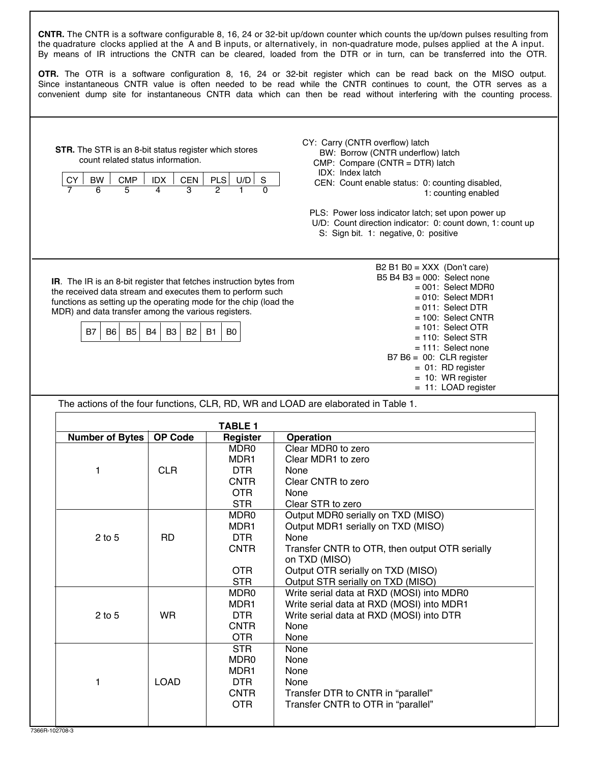**CNTR.** The CNTR is a software configurable 8, 16, 24 or 32-bit up/down counter which counts the up/down pulses resulting from the quadrature clocks applied at the A and B inputs, or alternatively, in non-quadrature mode, pulses applied at the A input. By means of IR intructions the CNTR can be cleared, loaded from the DTR or in turn, can be transferred into the OTR.

**OTR.** The OTR is a software configuration 8, 16, 24 or 32-bit register which can be read back on the MISO output. Since instantaneous CNTR value is often needed to be read while the CNTR continues to count, the OTR serves as a convenient dump site for instantaneous CNTR data which can then be read without interfering with the counting process.

**STR.** The STR is an 8-bit status register which stores count related status information.

| CY | BW | CMP | IDX | CEN | PLS | U/D | S |
|---|---|---|---|---|---|---|---|
| 7 | 6 | 5 | 4 | 3 | 2 | 1 | 0 |

- CY: Carry (CNTR overflow) latch
- BW: Borrow (CNTR underflow) latch
- CMP: Compare (CNTR = DTR) latch
- IDX: Index latch
- CEN: Count enable status: 0: counting disabled, 1: counting enabled
- PLS: Power loss indicator latch; set upon power up
- U/D: Count direction indicator: 0: count down, 1: count up
- S: Sign bit. 1: negative, 0: positive

**IR**. The IR is an 8-bit register that fetches instruction bytes from the received data stream and executes them to perform such functions as setting up the operating mode for the chip (load the MDR) and data transfer among the various registers.

| B7 | B6 | B5 | B4 | B3 | B2 | B1 | B0 |
|---|---|---|---|---|---|---|---|

B2 B1 B0 = XXX (Don't care)

B5 B4 B3 = 000: Select none
- = 001: Select MDR0
- = 010: Select MDR1
- = 011: Select DTR
- = 100: Select CNTR
- = 101: Select OTR
- = 110: Select STR
- = 111: Select none

B7 B6 = 00: CLR register
- = 01: RD register
- = 10: WR register
- = 11: LOAD register

The actions of the four functions, CLR, RD, WR and LOAD are elaborated in Table 1.

**TABLE 1**

| Number of Bytes | OP Code | Register | Operation |
|---|---|---|---|
| 1 | CLR | MDR0 | Clear MDR0 to zero |
| | | MDR1 | Clear MDR1 to zero |
| | | DTR | None |
| | | CNTR | Clear CNTR to zero |
| | | OTR | None |
| | | STR | Clear STR to zero |
| 2 to 5 | RD | MDR0 | Output MDR0 serially on TXD (MISO) |
| | | MDR1 | Output MDR1 serially on TXD (MISO) |
| | | DTR | None |
| | | CNTR | Transfer CNTR to OTR, then output OTR serially on TXD (MISO) |
| | | OTR | Output OTR serially on TXD (MISO) |
| | | STR | Output STR serially on TXD (MISO) |
| 2 to 5 | WR | MDR0 | Write serial data at RXD (MOSI) into MDR0 |
| | | MDR1 | Write serial data at RXD (MOSI) into MDR1 |
| | | DTR | Write serial data at RXD (MOSI) into DTR |
| | | CNTR | None |
| | | OTR | None |
| 1 | LOAD | STR | None |
| | | MDR0 | None |
| | | MDR1 | None |
| | | DTR | None |
| | | CNTR | Transfer DTR to CNTR in "parallel" |
| | | OTR | Transfer CNTR to OTR in "parallel" |

7366R-102708-3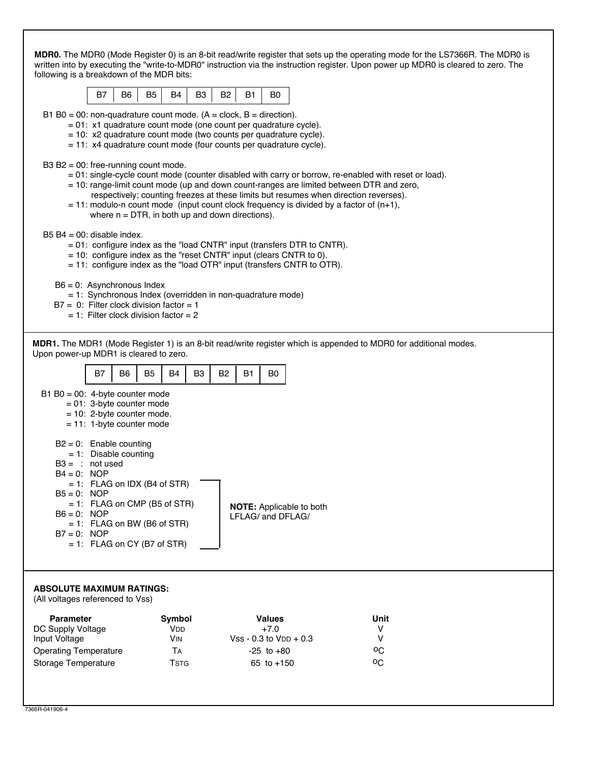**MDR0.** The MDR0 (Mode Register 0) is an 8-bit read/write register that sets up the operating mode for the LS7366R. The MDR0 is written into by executing the "write-to-MDR0" instruction via the instruction register. Upon power up MDR0 is cleared to zero. The following is a breakdown of the MDR bits:

| B7 | B6 | B5 | B4 | B3 | B2 | B1 | B0 |
|---|---|---|---|---|---|---|---|

B1 B0 = 00: non-quadrature count mode. (A = clock, B = direction).
= 01: x1 quadrature count mode (one count per quadrature cycle).
= 10: x2 quadrature count mode (two counts per quadrature cycle).
= 11: x4 quadrature count mode (four counts per quadrature cycle).

B3 B2 = 00: free-running count mode.
= 01: single-cycle count mode (counter disabled with carry or borrow, re-enabled with reset or load).
= 10: range-limit count mode (up and down count-ranges are limited between DTR and zero, respectively; counting freezes at these limits but resumes when direction reverses).
= 11: modulo-n count mode (input count clock frequency is divided by a factor of (n+1), where n = DTR, in both up and down directions).

B5 B4 = 00: disable index.
= 01: configure index as the "load CNTR" input (transfers DTR to CNTR).
= 10: configure index as the "reset CNTR" input (clears CNTR to 0).
= 11: configure index as the "load OTR" input (transfers CNTR to OTR).

B6 = 0: Asynchronous Index
= 1: Synchronous Index (overridden in non-quadrature mode)

B7 = 0: Filter clock division factor = 1
= 1: Filter clock division factor = 2

**MDR1.** The MDR1 (Mode Register 1) is an 8-bit read/write register which is appended to MDR0 for additional modes. Upon power-up MDR1 is cleared to zero.

| B7 | B6 | B5 | B4 | B3 | B2 | B1 | B0 |
|---|---|---|---|---|---|---|---|

B1 B0 = 00: 4-byte counter mode
= 01: 3-byte counter mode
= 10: 2-byte counter mode.
= 11: 1-byte counter mode

B2 = 0: Enable counting
= 1: Disable counting

B3 = : not used

B4 = 0: NOP
= 1: FLAG on IDX (B4 of STR)

B5 = 0: NOP
= 1: FLAG on CMP (B5 of STR)

B6 = 0: NOP
= 1: FLAG on BW (B6 of STR)

B7 = 0: NOP
= 1: FLAG on CY (B7 of STR)

**NOTE:** Applicable to both LFLAG/ and DFLAG/

**ABSOLUTE MAXIMUM RATINGS:**
(All voltages referenced to Vss)

| Parameter | Symbol | Values | Unit |
|---|---|---|---|
| DC Supply Voltage | $V_{DD}$ | +7.0 | V |
| Input Voltage | $V_{IN}$ | Vss - 0.3 to $V_{DD}$ + 0.3 | V |
| Operating Temperature | $T_A$ | -25 to +80 | °C |
| Storage Temperature | $T_{STG}$ | 65 to +150 | °C |

7366R-041906-4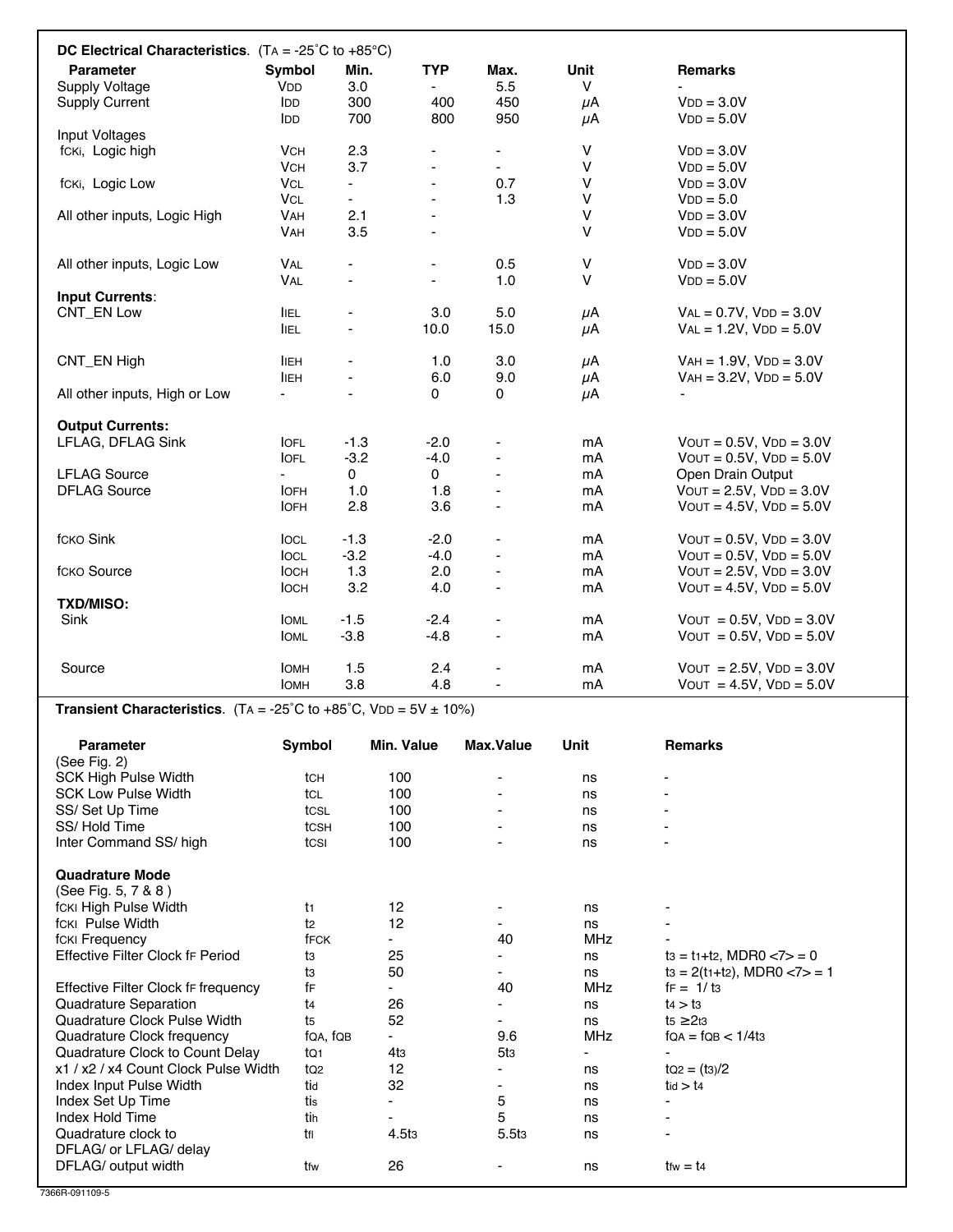**DC Electrical Characteristics**. ($T_A$ = -25˚C to +85°C)

| Parameter | Symbol | Min. | TYP | Max. | Unit | Remarks |
|---|---|---|---|---|---|---|
| Supply Voltage | $V_{DD}$ | 3.0 | - | 5.5 | V | - |
| Supply Current | $I_{DD}$ | 300 | 400 | 450 | μA | $V_{DD}$ = 3.0V |
| | $I_{DD}$ | 700 | 800 | 950 | μA | $V_{DD}$ = 5.0V |
| Input Voltages | | | | | | |
| $f_{CKi}$, Logic high | $V_{CH}$ | 2.3 | - | - | V | $V_{DD}$ = 3.0V |
| | $V_{CH}$ | 3.7 | - | - | V | $V_{DD}$ = 5.0V |
| $f_{CKi}$, Logic Low | $V_{CL}$ | - | - | 0.7 | V | $V_{DD}$ = 3.0V |
| | $V_{CL}$ | - | - | 1.3 | V | $V_{DD}$ = 5.0 |
| All other inputs, Logic High | $V_{AH}$ | 2.1 | - | | V | $V_{DD}$ = 3.0V |
| | $V_{AH}$ | 3.5 | - | | V | $V_{DD}$ = 5.0V |
| All other inputs, Logic Low | $V_{AL}$ | - | - | 0.5 | V | $V_{DD}$ = 3.0V |
| | $V_{AL}$ | - | - | 1.0 | V | $V_{DD}$ = 5.0V |
| **Input Currents**: | | | | | | |
| CNT_EN Low | $I_{IEL}$ | - | 3.0 | 5.0 | μA | $V_{AL}$ = 0.7V, $V_{DD}$ = 3.0V |
| | $I_{IEL}$ | - | 10.0 | 15.0 | μA | $V_{AL}$ = 1.2V, $V_{DD}$ = 5.0V |
| CNT_EN High | $I_{IEH}$ | - | 1.0 | 3.0 | μA | $V_{AH}$ = 1.9V, $V_{DD}$ = 3.0V |
| | $I_{IEH}$ | - | 6.0 | 9.0 | μA | $V_{AH}$ = 3.2V, $V_{DD}$ = 5.0V |
| All other inputs, High or Low | - | - | 0 | 0 | μA | - |
| **Output Currents:** | | | | | | |
| LFLAG, DFLAG Sink | $I_{OFL}$ | -1.3 | -2.0 | - | mA | $V_{OUT}$ = 0.5V, $V_{DD}$ = 3.0V |
| | $I_{OFL}$ | -3.2 | -4.0 | - | mA | $V_{OUT}$ = 0.5V, $V_{DD}$ = 5.0V |
| LFLAG Source | - | 0 | 0 | - | mA | Open Drain Output |
| DFLAG Source | $I_{OFH}$ | 1.0 | 1.8 | - | mA | $V_{OUT}$ = 2.5V, $V_{DD}$ = 3.0V |
| | $I_{OFH}$ | 2.8 | 3.6 | - | mA | $V_{OUT}$ = 4.5V, $V_{DD}$ = 5.0V |
| $f_{CKO}$ Sink | $I_{OCL}$ | -1.3 | -2.0 | - | mA | $V_{OUT}$ = 0.5V, $V_{DD}$ = 3.0V |
| | $I_{OCL}$ | -3.2 | -4.0 | - | mA | $V_{OUT}$ = 0.5V, $V_{DD}$ = 5.0V |
| $f_{CKO}$ Source | $I_{OCH}$ | 1.3 | 2.0 | - | mA | $V_{OUT}$ = 2.5V, $V_{DD}$ = 3.0V |
| | $I_{OCH}$ | 3.2 | 4.0 | - | mA | $V_{OUT}$ = 4.5V, $V_{DD}$ = 5.0V |
| **TXD/MISO:** | | | | | | |
| Sink | $I_{OML}$ | -1.5 | -2.4 | - | mA | $V_{OUT}$ = 0.5V, $V_{DD}$ = 3.0V |
| | $I_{OML}$ | -3.8 | -4.8 | - | mA | $V_{OUT}$ = 0.5V, $V_{DD}$ = 5.0V |
| Source | $I_{OMH}$ | 1.5 | 2.4 | - | mA | $V_{OUT}$ = 2.5V, $V_{DD}$ = 3.0V |
| | $I_{OMH}$ | 3.8 | 4.8 | - | mA | $V_{OUT}$ = 4.5V, $V_{DD}$ = 5.0V |

**Transient Characteristics**. ($T_A$ = -25˚C to +85˚C, $V_{DD}$ = 5V ± 10%)

| Parameter | Symbol | Min. Value | Max.Value | Unit | Remarks |
|---|---|---|---|---|---|
| (See Fig. 2) | | | | | |
| SCK High Pulse Width | $t_{CH}$ | 100 | - | ns | - |
| SCK Low Pulse Width | $t_{CL}$ | 100 | - | ns | - |
| SS/ Set Up Time | $t_{CSL}$ | 100 | - | ns | - |
| SS/ Hold Time | $t_{CSH}$ | 100 | - | ns | - |
| Inter Command SS/ high | $t_{CSI}$ | 100 | - | ns | - |
| **Quadrature Mode** | | | | | |
| (See Fig. 5, 7 & 8 ) | | | | | |
| $f_{CKI}$ High Pulse Width | $t_1$ | 12 | - | ns | - |
| $f_{CKI}$ Pulse Width | $t_2$ | 12 | - | ns | - |
| $f_{CKI}$ Frequency | $f_{FCK}$ | - | 40 | MHz | - |
| Effective Filter Clock $f_F$ Period | $t_3$ | 25 | - | ns | $t_3 = t_1+t_2$, MDR0 <7> = 0 |
| | $t_3$ | 50 | - | ns | $t_3 = 2(t_1+t_2)$, MDR0 <7> = 1 |
| Effective Filter Clock $f_F$ frequency | $f_F$ | - | 40 | MHz | $f_F = 1/t_3$ |
| Quadrature Separation | $t_4$ | 26 | - | ns | $t_4 > t_3$ |
| Quadrature Clock Pulse Width | $t_5$ | 52 | - | ns | $t_5 \geq 2t_3$ |
| Quadrature Clock frequency | $f_{QA}$, $f_{QB}$ | - | 9.6 | MHz | $f_{QA} = f_{QB} < 1/4t_3$ |
| Quadrature Clock to Count Delay | $t_{Q1}$ | $4t_3$ | $5t_3$ | - | - |
| x1 / x2 / x4 Count Clock Pulse Width | $t_{Q2}$ | 12 | - | ns | $t_{Q2} = (t_3)/2$ |
| Index Input Pulse Width | $t_{id}$ | 32 | - | ns | $t_{id} > t_4$ |
| Index Set Up Time | $t_{is}$ | - | 5 | ns | - |
| Index Hold Time | $t_{ih}$ | - | 5 | ns | - |
| Quadrature clock to DFLAG/ or LFLAG/ delay | $t_{fl}$ | $4.5t_3$ | $5.5t_3$ | ns | - |
| DFLAG/ output width | $t_{fw}$ | 26 | - | ns | $t_{fw} = t_4$ |

7366R-091109-5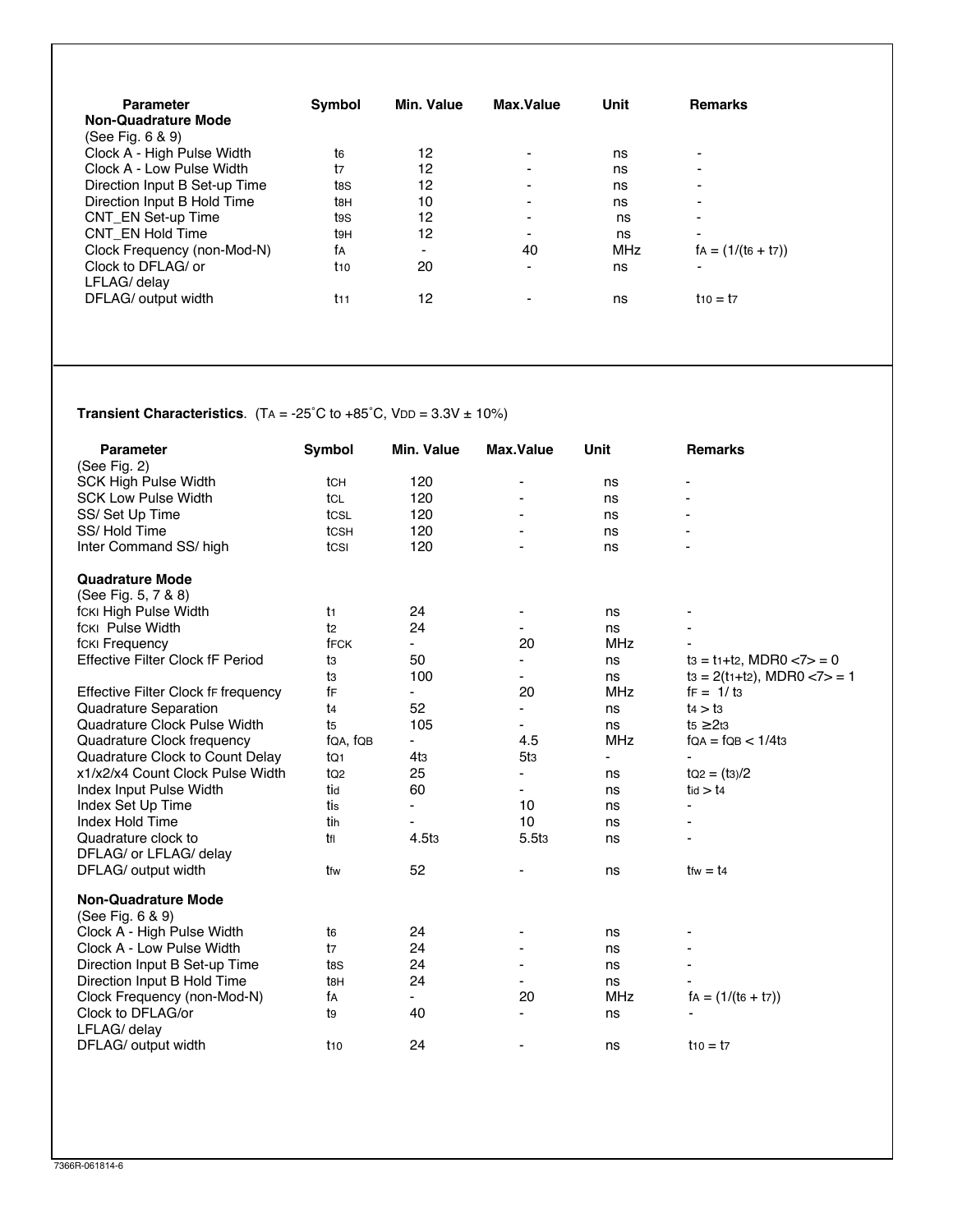| Parameter | Symbol | Min. Value | Max.Value | Unit | Remarks |
|---|---|---|---|---|---|
| **Non-Quadrature Mode** | | | | | |
| (See Fig. 6 & 9) | | | | | |
| Clock A - High Pulse Width | $t_6$ | 12 | - | ns | - |
| Clock A - Low Pulse Width | $t_7$ | 12 | - | ns | - |
| Direction Input B Set-up Time | $t_{8S}$ | 12 | - | ns | - |
| Direction Input B Hold Time | $t_{8H}$ | 10 | - | ns | - |
| CNT_EN Set-up Time | $t_{9S}$ | 12 | - | ns | - |
| CNT_EN Hold Time | $t_{9H}$ | 12 | - | ns | - |
| Clock Frequency (non-Mod-N) | $f_A$ | - | 40 | MHz | $f_A = (1/(t_6 + t_7))$ |
| Clock to DFLAG/ or LFLAG/ delay | $t_{10}$ | 20 | - | ns | - |
| DFLAG/ output width | $t_{11}$ | 12 | - | ns | $t_{10} = t_7$ |

**Transient Characteristics**. ($T_A$ = -25˚C to +85˚C, $V_{DD}$ = 3.3V ± 10%)

| Parameter | Symbol | Min. Value | Max.Value | Unit | Remarks |
|---|---|---|---|---|---|
| (See Fig. 2) | | | | | |
| SCK High Pulse Width | $t_{CH}$ | 120 | - | ns | - |
| SCK Low Pulse Width | $t_{CL}$ | 120 | - | ns | - |
| SS/ Set Up Time | $t_{CSL}$ | 120 | - | ns | - |
| SS/ Hold Time | $t_{CSH}$ | 120 | - | ns | - |
| Inter Command SS/ high | $t_{CSI}$ | 120 | - | ns | - |
| **Quadrature Mode** | | | | | |
| (See Fig. 5, 7 & 8) | | | | | |
| $f_{CKI}$ High Pulse Width | $t_1$ | 24 | - | ns | - |
| $f_{CKI}$ Pulse Width | $t_2$ | 24 | - | ns | - |
| $f_{CKI}$ Frequency | $f_{FCK}$ | - | 20 | MHz | - |
| Effective Filter Clock fF Period | $t_3$ | 50 | - | ns | $t_3 = t_1 + t_2$, MDR0 <7> = 0 |
| | $t_3$ | 100 | - | ns | $t_3 = 2(t_1 + t_2)$, MDR0 <7> = 1 |
| Effective Filter Clock $f_F$ frequency | $f_F$ | - | 20 | MHz | $f_F = 1/t_3$ |
| Quadrature Separation | $t_4$ | 52 | - | ns | $t_4 > t_3$ |
| Quadrature Clock Pulse Width | $t_5$ | 105 | - | ns | $t_5 \geq 2t_3$ |
| Quadrature Clock frequency | $f_{QA}$, $f_{QB}$ | - | 4.5 | MHz | $f_{QA} = f_{QB} < 1/4t_3$ |
| Quadrature Clock to Count Delay | $t_{Q1}$ | $4t_3$ | $5t_3$ | - | - |
| x1/x2/x4 Count Clock Pulse Width | $t_{Q2}$ | 25 | - | ns | $t_{Q2} = (t_3)/2$ |
| Index Input Pulse Width | $t_{id}$ | 60 | - | ns | $t_{id} > t_4$ |
| Index Set Up Time | $t_{is}$ | - | 10 | ns | - |
| Index Hold Time | $t_{ih}$ | - | 10 | ns | - |
| Quadrature clock to DFLAG/ or LFLAG/ delay | $t_{fl}$ | $4.5t_3$ | $5.5t_3$ | ns | - |
| DFLAG/ output width | $t_{fw}$ | 52 | - | ns | $t_{fw} = t_4$ |
| **Non-Quadrature Mode** | | | | | |
| (See Fig. 6 & 9) | | | | | |
| Clock A - High Pulse Width | $t_6$ | 24 | - | ns | - |
| Clock A - Low Pulse Width | $t_7$ | 24 | - | ns | - |
| Direction Input B Set-up Time | $t_{8S}$ | 24 | - | ns | - |
| Direction Input B Hold Time | $t_{8H}$ | 24 | - | ns | - |
| Clock Frequency (non-Mod-N) | $f_A$ | - | 20 | MHz | $f_A = (1/(t_6 + t_7))$ |
| Clock to DFLAG/or LFLAG/ delay | $t_9$ | 40 | - | ns | - |
| DFLAG/ output width | $t_{10}$ | 24 | - | ns | $t_{10} = t_7$ |

7366R-061814-6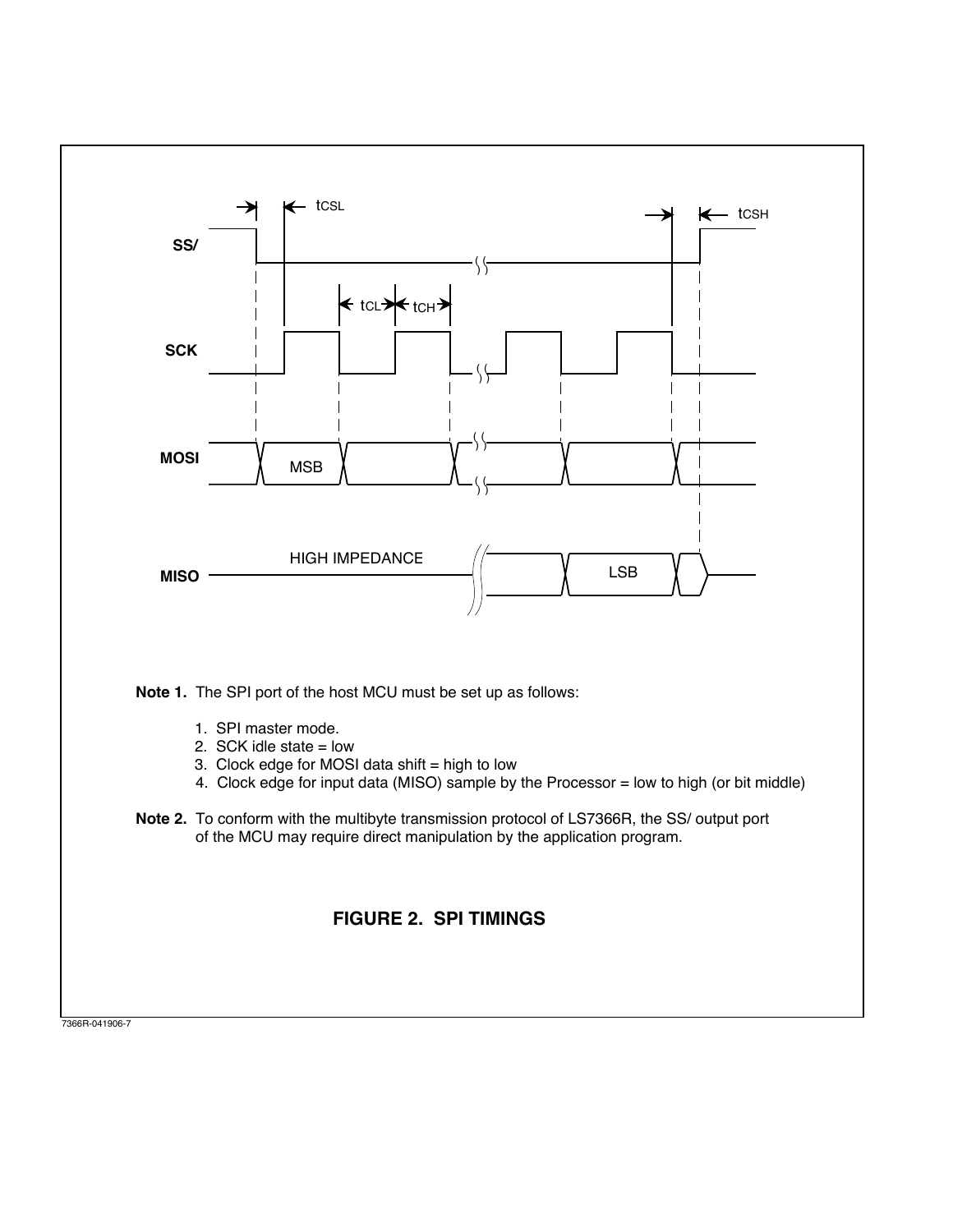SS/

SCK

MOSI

MISO

$t_{CSL}$

$t_{CSH}$

$t_{CL}$ $t_{CH}$

MSB

HIGH IMPEDANCE

LSB

**Note 1.** The SPI port of the host MCU must be set up as follows:

1. SPI master mode.
2. SCK idle state = low
3. Clock edge for MOSI data shift = high to low
4. Clock edge for input data (MISO) sample by the Processor = low to high (or bit middle)

**Note 2.** To conform with the multibyte transmission protocol of LS7366R, the SS/ output port of the MCU may require direct manipulation by the application program.

**FIGURE 2. SPI TIMINGS**

7366R-041906-7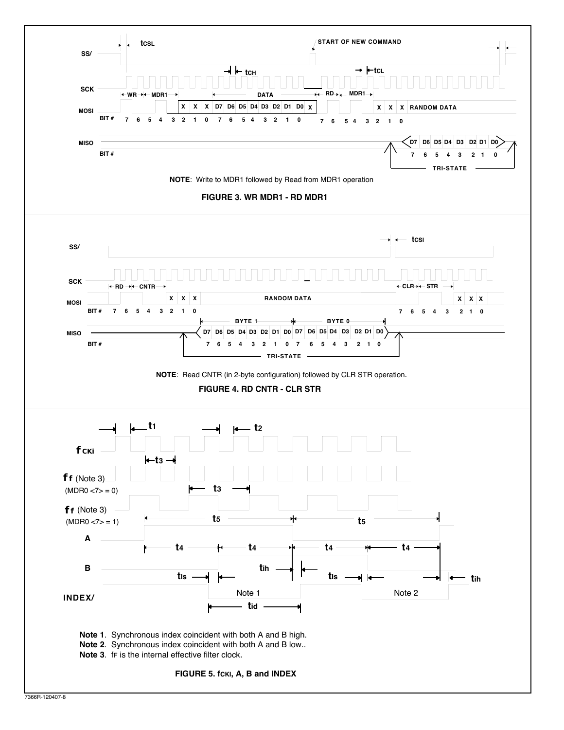**NOTE**: Write to MDR1 followed by Read from MDR1 operation

**FIGURE 3. WR MDR1 - RD MDR1**

**NOTE**: Read CNTR (in 2-byte configuration) followed by CLR STR operation.

**FIGURE 4. RD CNTR - CLR STR**

**Note 1**. Synchronous index coincident with both A and B high.

**Note 2**. Synchronous index coincident with both A and B low..

**Note 3**. $f_F$ is the internal effective filter clock.

**FIGURE 5. $f_{CKI}$, A, B and INDEX**

7366R-120407-8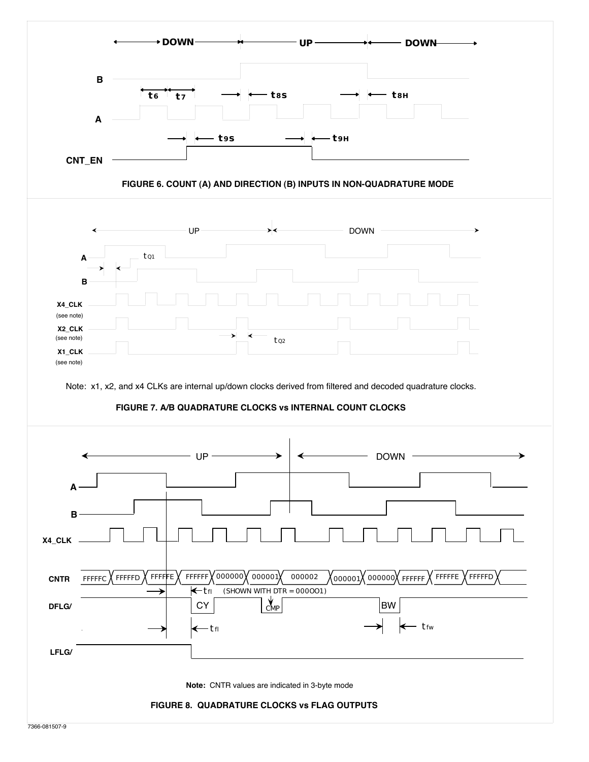FIGURE 6. COUNT (A) AND DIRECTION (B) INPUTS IN NON-QUADRATURE MODE

Note: x1, x2, and x4 CLKs are internal up/down clocks derived from filtered and decoded quadrature clocks.

FIGURE 7. A/B QUADRATURE CLOCKS vs INTERNAL COUNT CLOCKS

**Note:** CNTR values are indicated in 3-byte mode

FIGURE 8. QUADRATURE CLOCKS vs FLAG OUTPUTS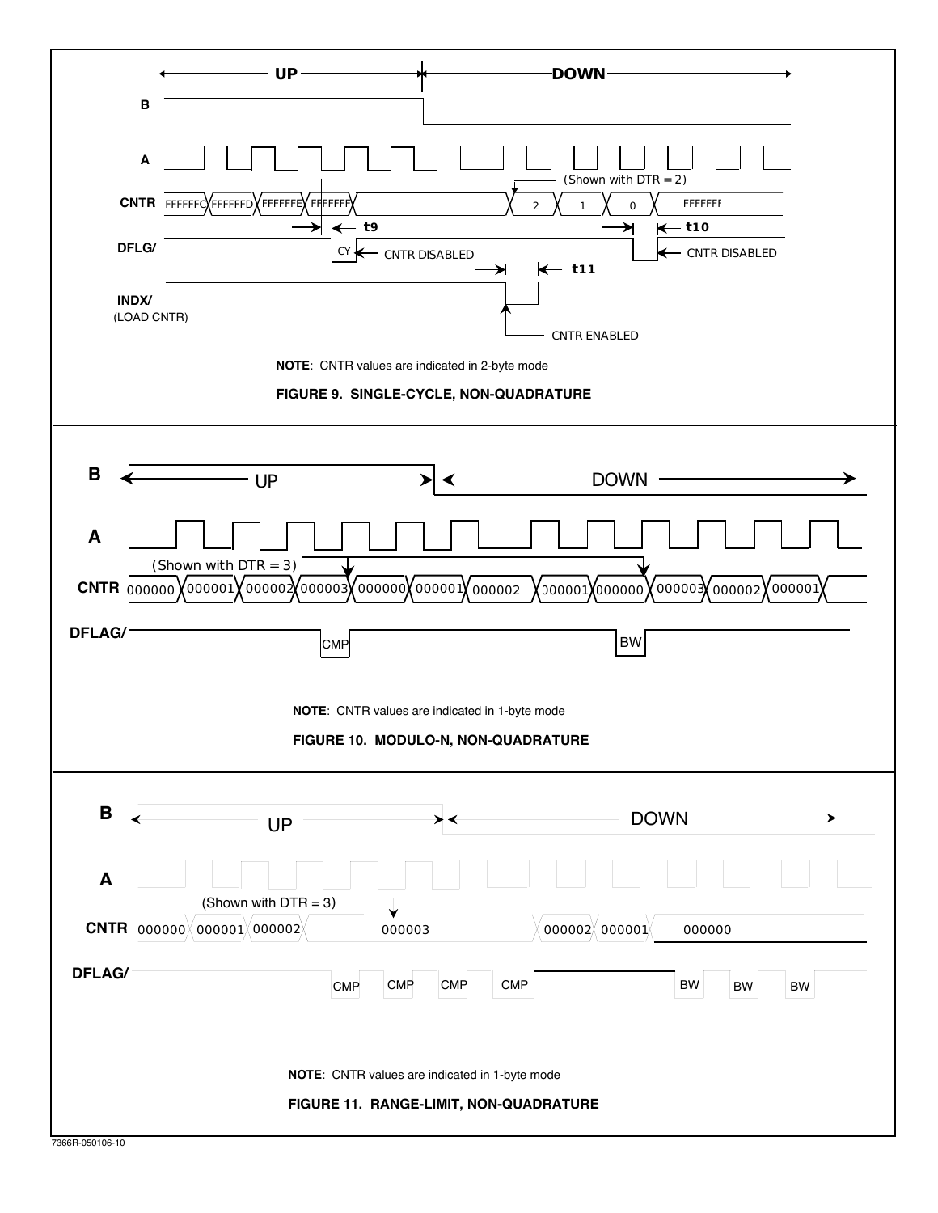UP ← → DOWN

B

A

(Shown with DTR = 2)

CNTR FFFFFFC FFFFFFD FFFFFFE FFFFFFF 2 1 0 FFFFFFF

t9 t10

DFLG/ CY ← CNTR DISABLED ← CNTR DISABLED

t11

INDX/
(LOAD CNTR)

CNTR ENABLED

**NOTE**: CNTR values are indicated in 2-byte mode

**FIGURE 9. SINGLE-CYCLE, NON-QUADRATURE**

B UP DOWN

A

(Shown with DTR = 3)

CNTR 000000 000001 000002 000003 000000 000001 000002 000001 000000 000003 000002 000001

DFLAG/ CMP BW

**NOTE**: CNTR values are indicated in 1-byte mode

**FIGURE 10. MODULO-N, NON-QUADRATURE**

B UP DOWN

A

(Shown with DTR = 3)

CNTR 000000 000001 000002 000003 000002 000001 000000

DFLAG/ CMP CMP CMP CMP BW BW BW

**NOTE**: CNTR values are indicated in 1-byte mode

**FIGURE 11. RANGE-LIMIT, NON-QUADRATURE**

7366R-050106-10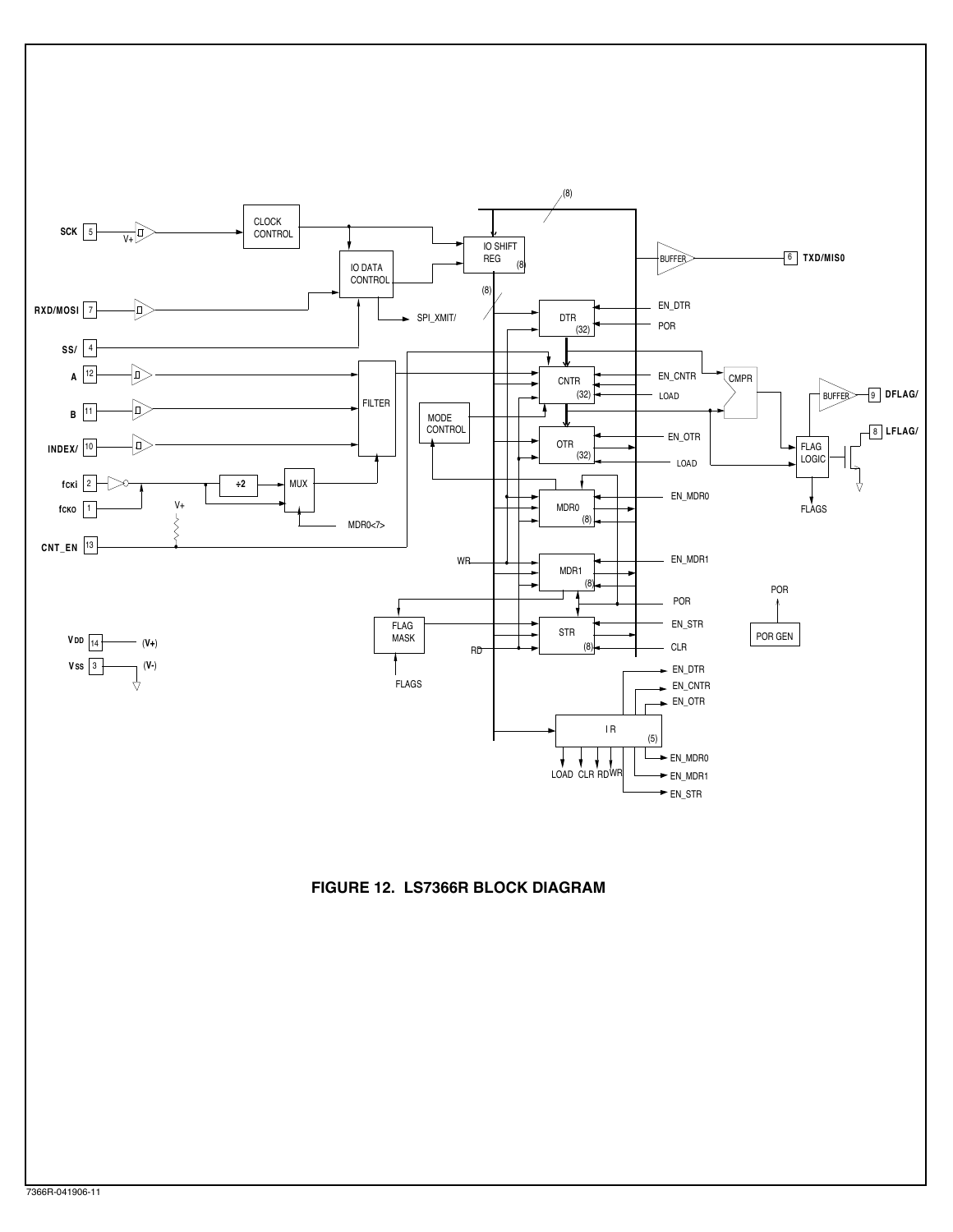**FIGURE 12. LS7366R BLOCK DIAGRAM**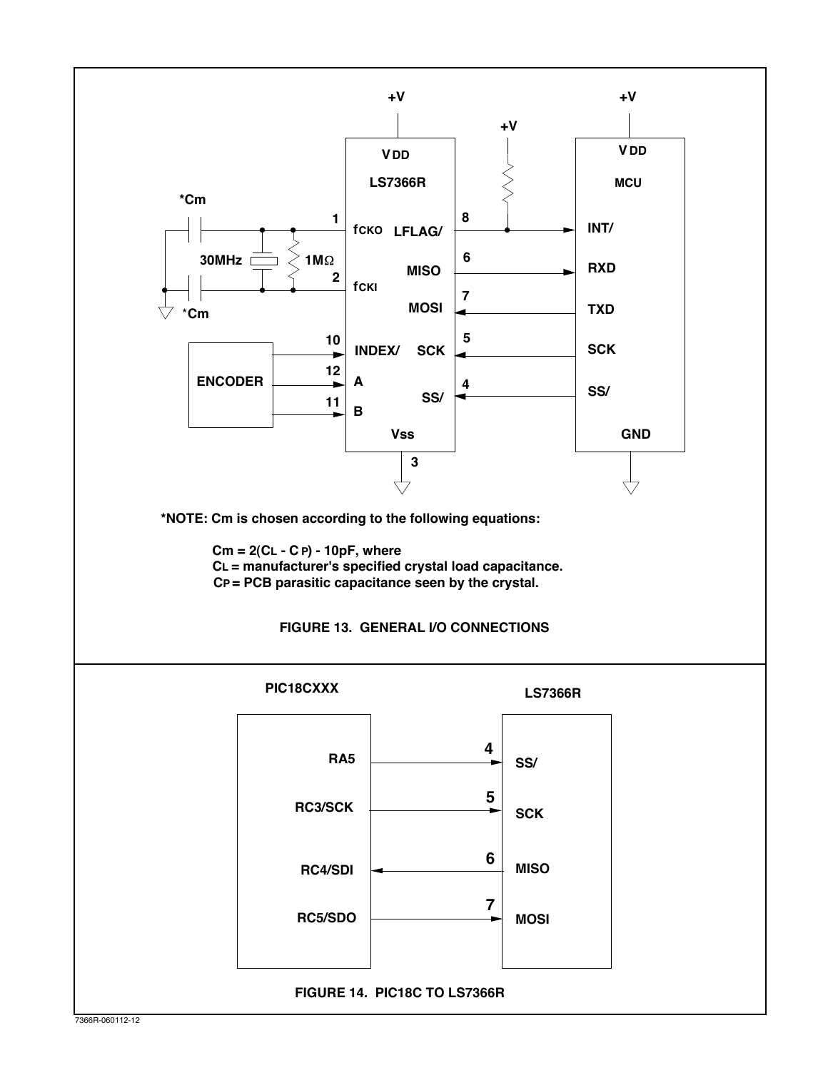*NOTE: Cm is chosen according to the following equations:

$Cm = 2(C_L - C_P) - 10pF$, where

$C_L$ = manufacturer's specified crystal load capacitance.

$C_P$ = PCB parasitic capacitance seen by the crystal.

FIGURE 13. GENERAL I/O CONNECTIONS

FIGURE 14. PIC18C TO LS7366R

7366R-060112-12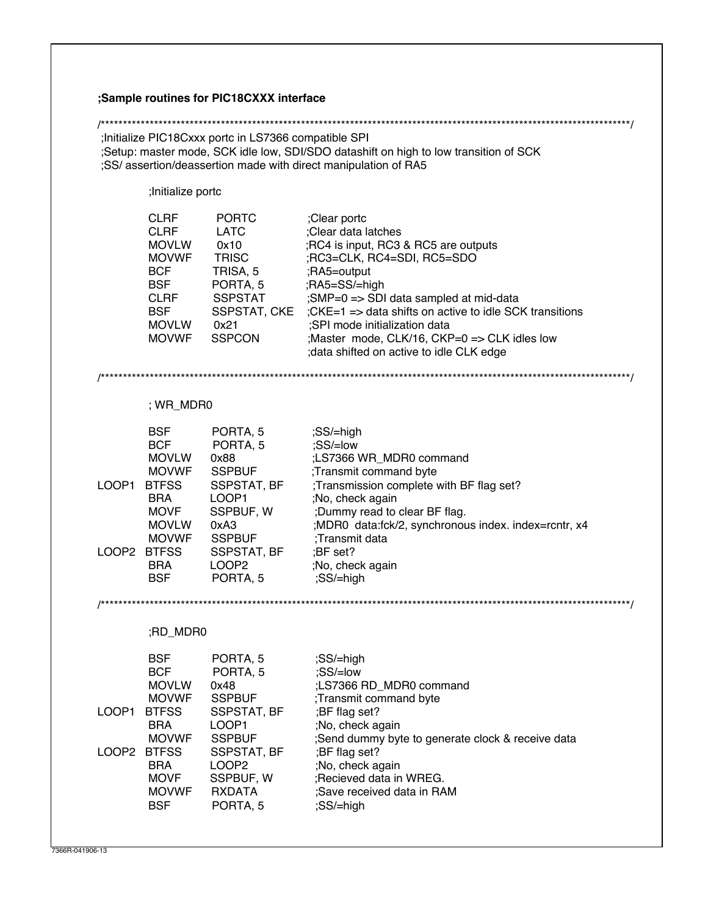**;Sample routines for PIC18CXXXX interface**

```
/*******************************************************************************************************************/
 ;Initialize PIC18Cxxx portc in LS7366 compatible SPI
 ;Setup: master mode, SCK idle low, SDI/SDO datashift on high to low transition of SCK
 ;SS/ assertion/deassertion made with direct manipulation of RA5

         ;Initialize portc

         CLRF      PORTC          ;Clear portc
         CLRF      LATC           ;Clear data latches
         MOVLW     0x10           ;RC4 is input, RC3 & RC5 are outputs
         MOVWF     TRISC          ;RC3=CLK, RC4=SDI, RC5=SDO
         BCF       TRISA, 5       ;RA5=output
         BSF       PORTA, 5       ;RA5=SS/=high
         CLRF      SSPSTAT        ;SMP=0 => SDI data sampled at mid-data
         BSF       SSPSTAT, CKE   ;CKE=1 => data shifts on active to idle SCK transitions
         MOVLW     0x21           ;SPI mode initialization data
         MOVWF     SSPCON         ;Master  mode, CLK/16, CKP=0 => CLK idles low
                                  ;data shifted on active to idle CLK edge

/*******************************************************************************************************************/

         ; WR_MDR0

         BSF       PORTA, 5       ;SS/=high
         BCF       PORTA, 5       ;SS/=low
         MOVLW     0x88           ;LS7366 WR_MDR0 command
         MOVWF     SSPBUF         ;Transmit command byte
LOOP1    BTFSS     SSPSTAT, BF    ;Transmission complete with BF flag set?
         BRA       LOOP1          ;No, check again
         MOVF      SSPBUF, W      ;Dummy read to clear BF flag.
         MOVLW     0xA3           ;MDR0  data:fck/2, synchronous index. index=rcntr, x4
         MOVWF     SSPBUF         ;Transmit data
LOOP2    BTFSS     SSPSTAT, BF    ;BF set?
         BRA       LOOP2          ;No, check again
         BSF       PORTA, 5       ;SS/=high

/*******************************************************************************************************************/

         ;RD_MDR0

         BSF       PORTA, 5       ;SS/=high
         BCF       PORTA, 5       ;SS/=low
         MOVLW     0x48           ;LS7366 RD_MDR0 command
         MOVWF     SSPBUF         ;Transmit command byte
LOOP1    BTFSS     SSPSTAT, BF    ;BF flag set?
         BRA       LOOP1          ;No, check again
         MOVWF     SSPBUF         ;Send dummy byte to generate clock & receive data
LOOP2    BTFSS     SSPSTAT, BF    ;BF flag set?
         BRA       LOOP2          ;No, check again
         MOVF      SSPBUF, W      ;Recieved data in WREG.
         MOVWF     RXDATA         ;Save received data in RAM
         BSF       PORTA, 5       ;SS/=high
```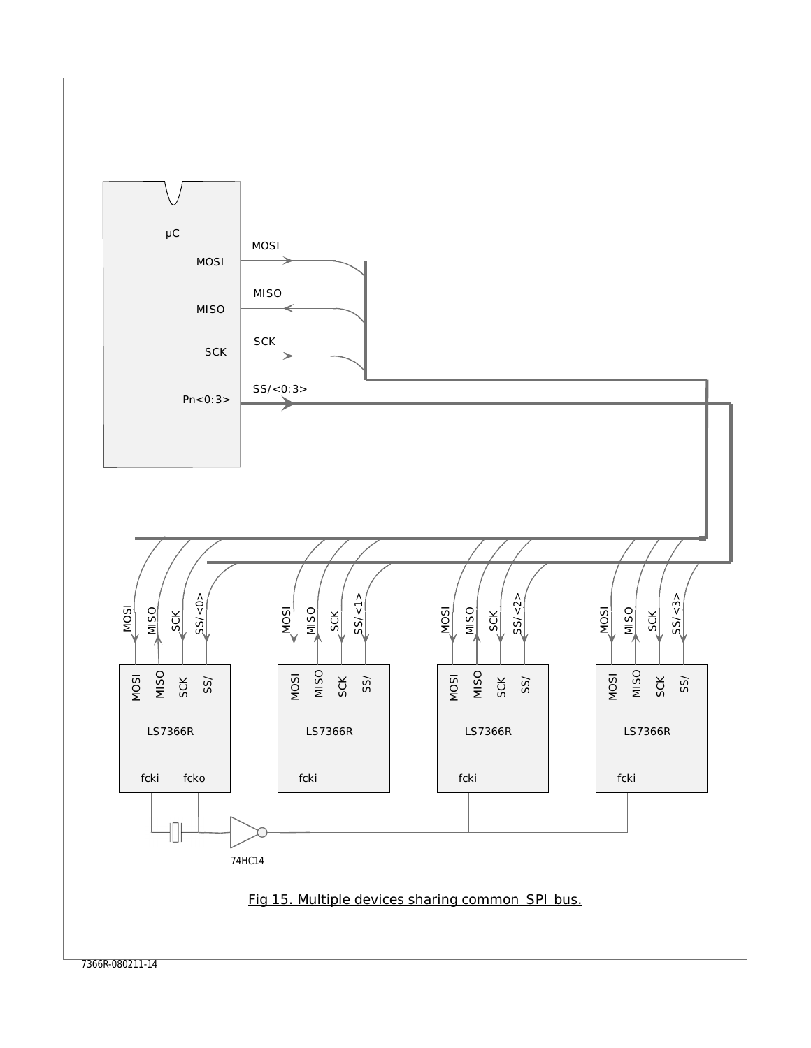Fig 15. Multiple devices sharing common SPI bus.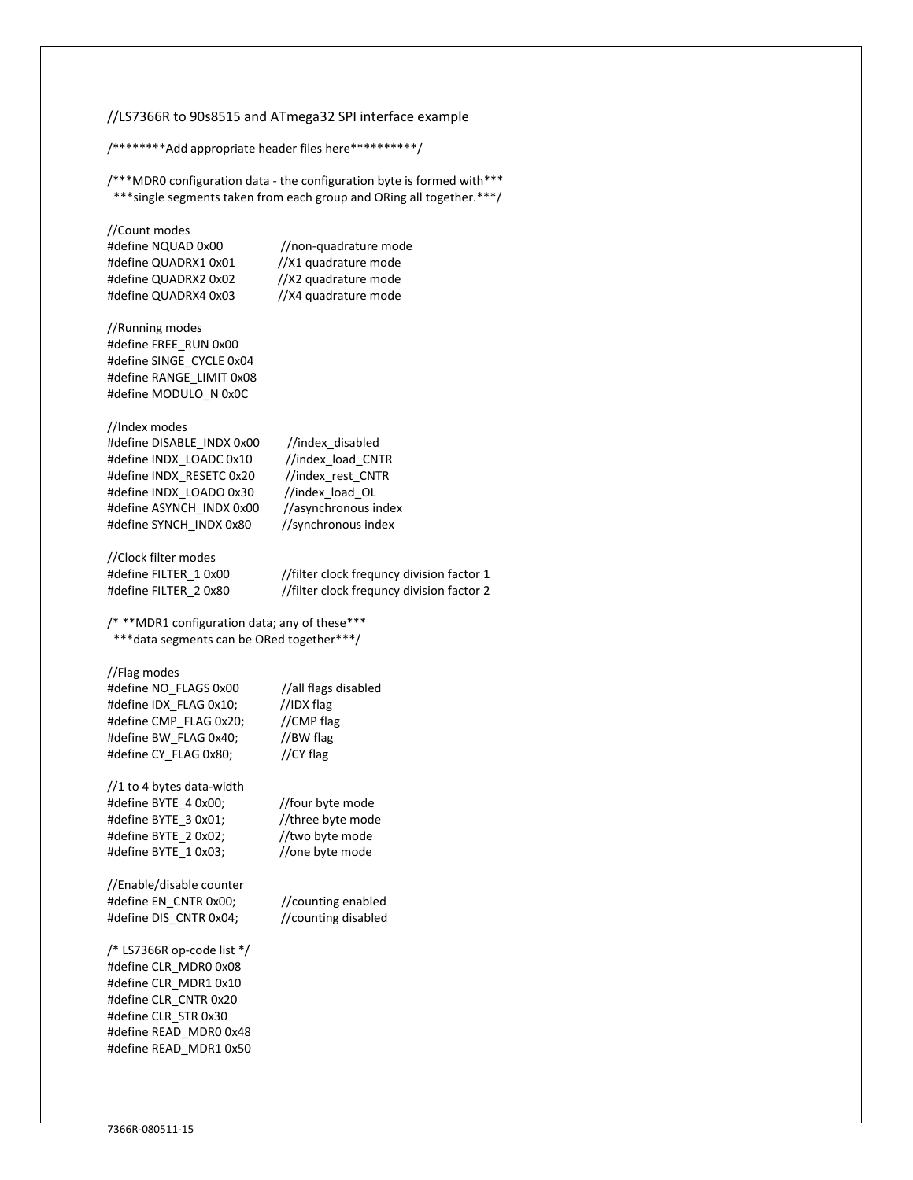```
//LS7366R to 90s8515 and ATmega32 SPI interface example

/********Add appropriate header files here**********/

/***MDR0 configuration data - the configuration byte is formed with***
  ***single segments taken from each group and ORing all together.***/

//Count modes
#define NQUAD 0x00              //non-quadrature mode
#define QUADRX1 0x01            //X1 quadrature mode
#define QUADRX2 0x02            //X2 quadrature mode
#define QUADRX4 0x03            //X4 quadrature mode

//Running modes
#define FREE_RUN 0x00
#define SINGE_CYCLE 0x04
#define RANGE_LIMIT 0x08
#define MODULO_N 0x0C

//Index modes
#define DISABLE_INDX 0x00       //index_disabled
#define INDX_LOADC 0x10         //index_load_CNTR
#define INDX_RESETC 0x20        //index_rest_CNTR
#define INDX_LOADO 0x30         //index_load_OL
#define ASYNCH_INDX 0x00        //asynchronous index
#define SYNCH_INDX 0x80         //synchronous index

//Clock filter modes
#define FILTER_1 0x00           //filter clock frequncy division factor 1
#define FILTER_2 0x80           //filter clock frequncy division factor 2

/* **MDR1 configuration data; any of these***
  ***data segments can be ORed together***/

//Flag modes
#define NO_FLAGS 0x00           //all flags disabled
#define IDX_FLAG 0x10;          //IDX flag
#define CMP_FLAG 0x20;          //CMP flag
#define BW_FLAG 0x40;           //BW flag
#define CY_FLAG 0x80;           //CY flag

//1 to 4 bytes data-width
#define BYTE_4 0x00;            //four byte mode
#define BYTE_3 0x01;            //three byte mode
#define BYTE_2 0x02;            //two byte mode
#define BYTE_1 0x03;            //one byte mode

//Enable/disable counter
#define EN_CNTR 0x00;           //counting enabled
#define DIS_CNTR 0x04;          //counting disabled

/* LS7366R op-code list */
#define CLR_MDR0 0x08
#define CLR_MDR1 0x10
#define CLR_CNTR 0x20
#define CLR_STR 0x30
#define READ_MDR0 0x48
#define READ_MDR1 0x50
```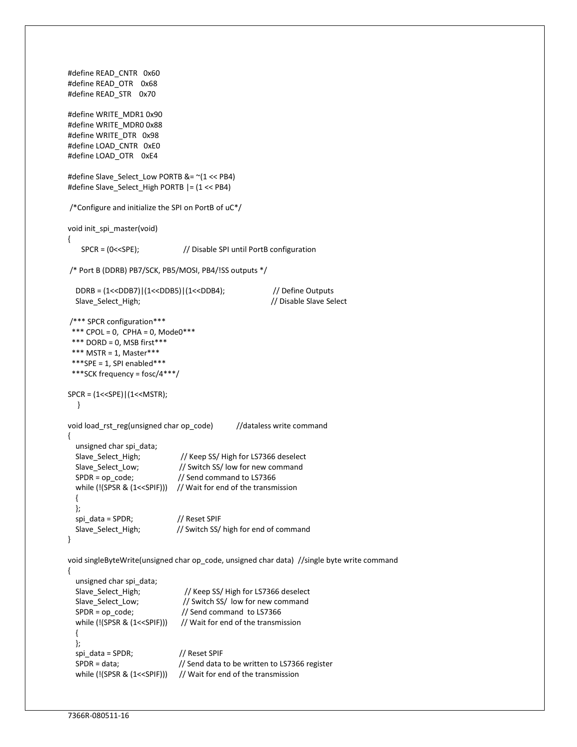```
#define READ_CNTR   0x60
#define READ_OTR    0x68
#define READ_STR    0x70

#define WRITE_MDR1 0x90
#define WRITE_MDR0 0x88
#define WRITE_DTR   0x98
#define LOAD_CNTR   0xE0
#define LOAD_OTR    0xE4

#define Slave_Select_Low PORTB &= ~(1 << PB4)
#define Slave_Select_High PORTB |= (1 << PB4)

 /*Configure and initialize the SPI on PortB of uC*/

void init_spi_master(void)
{
      SPCR = (0<<SPE);                    // Disable SPI until PortB configuration

 /* Port B (DDRB) PB7/SCK, PB5/MOSI, PB4/!SS outputs */

    DDRB = (1<<DDB7)|(1<<DDB5)|(1<<DDB4);                     // Define Outputs
    Slave_Select_High;                                         // Disable Slave Select

 /*** SPCR configuration***
  *** CPOL = 0,  CPHA = 0, Mode0***
  *** DORD = 0, MSB first***
  *** MSTR = 1, Master***
  ***SPE = 1, SPI enabled***
  ***SCK frequency = fosc/4***/

SPCR = (1<<SPE)|(1<<MSTR);
    }

void load_rst_reg(unsigned char op_code)           //dataless write command
{
    unsigned char spi_data;
    Slave_Select_High;                  // Keep SS/ High for LS7366 deselect
    Slave_Select_Low;                   // Switch SS/ low for new command
    SPDR = op_code;                     // Send command to LS7366
    while (!(SPSR & (1<<SPIF)))     // Wait for end of the transmission
    {
    };
    spi_data = SPDR;                    // Reset SPIF
    Slave_Select_High;                 // Switch SS/ high for end of command
}

void singleByteWrite(unsigned char op_code, unsigned char data)  //single byte write command
{
    unsigned char spi_data;
    Slave_Select_High;                    // Keep SS/ High for LS7366 deselect
    Slave_Select_Low;                     // Switch SS/  low for new command
    SPDR = op_code;                       // Send command  to LS7366
    while (!(SPSR & (1<<SPIF)))       // Wait for end of the transmission
    {
    };
    spi_data = SPDR;                      // Reset SPIF
    SPDR = data;                          // Send data to be written to LS7366 register
    while (!(SPSR & (1<<SPIF)))       // Wait for end of the transmission
```

7366R-080511-16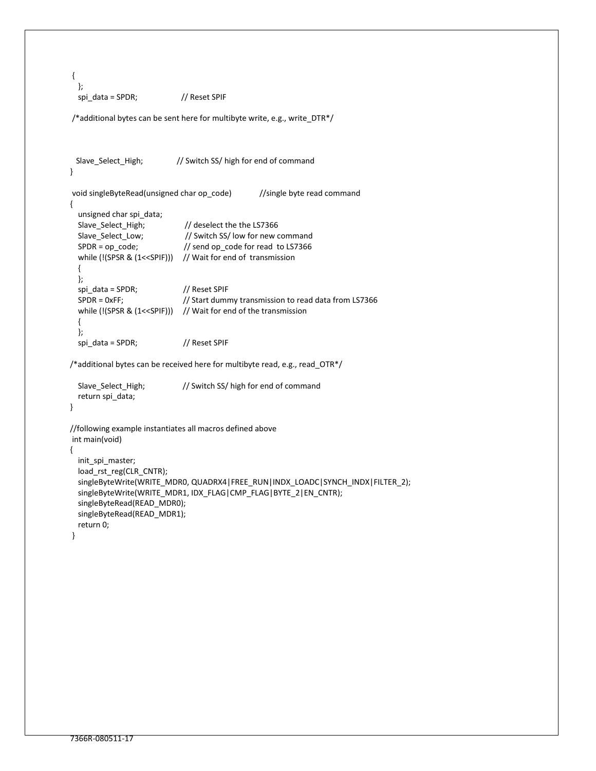```
 {
   };
   spi_data = SPDR;                  // Reset SPIF

 /*additional bytes can be sent here for multibyte write, e.g., write_DTR*/



  Slave_Select_High;              // Switch SS/ high for end of command
}

 void singleByteRead(unsigned char op_code)           //single byte read command
{
   unsigned char spi_data;
   Slave_Select_High;                // deselect the the LS7366
   Slave_Select_Low;                 // Switch SS/ low for new command
   SPDR = op_code;                   // send op_code for read  to LS7366
   while (!(SPSR & (1<<SPIF)))    // Wait for end of  transmission
   {
   };
   spi_data = SPDR;                  // Reset SPIF
   SPDR = 0xFF;                      // Start dummy transmission to read data from LS7366
   while (!(SPSR & (1<<SPIF)))    // Wait for end of the transmission
   {
   };
   spi_data = SPDR;                  // Reset SPIF

/*additional bytes can be received here for multibyte read, e.g., read_OTR*/

   Slave_Select_High;                // Switch SS/ high for end of command
   return spi_data;
}

//following example instantiates all macros defined above
 int main(void)
{
   init_spi_master;
   load_rst_reg(CLR_CNTR);
   singleByteWrite(WRITE_MDR0, QUADRX4|FREE_RUN|INDX_LOADC|SYNCH_INDX|FILTER_2);
   singleByteWrite(WRITE_MDR1, IDX_FLAG|CMP_FLAG|BYTE_2|EN_CNTR);
   singleByteRead(READ_MDR0);
   singleByteRead(READ_MDR1);
   return 0;
 }
```

7366R-080511-17